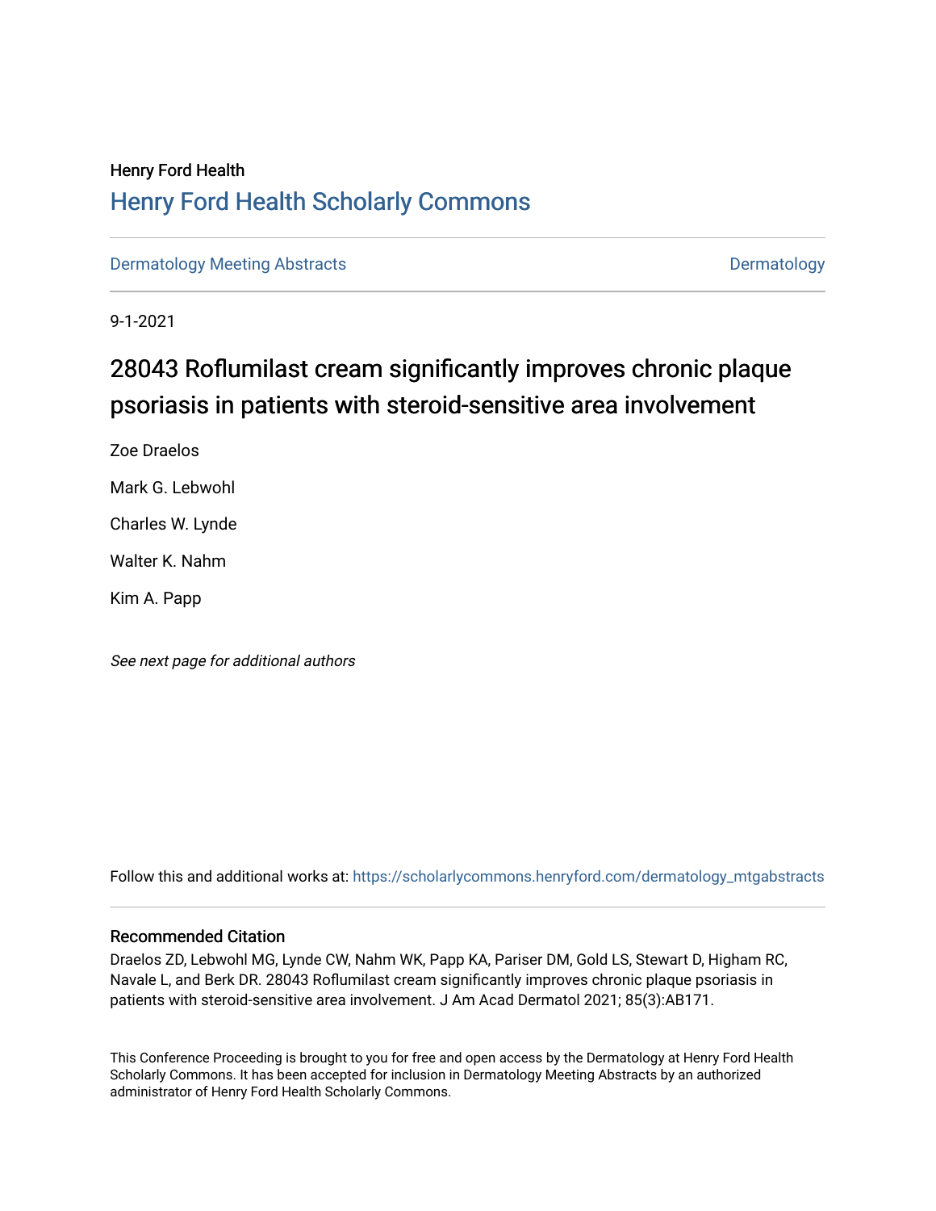Henry Ford Health

## Henry Ford Health Scholarly Commons

Dermatology Meeting Abstracts | Dermatology

9-1-2021

# 28043 Roflumilast cream significantly improves chronic plaque psoriasis in patients with steroid-sensitive area involvement

Zoe Draelos

Mark G. Lebwohl

Charles W. Lynde

Walter K. Nahm

Kim A. Papp

*See next page for additional authors*

Follow this and additional works at: https://scholarlycommons.henryford.com/dermatology_mtgabstracts

### Recommended Citation

Draelos ZD, Lebwohl MG, Lynde CW, Nahm WK, Papp KA, Pariser DM, Gold LS, Stewart D, Higham RC, Navale L, and Berk DR. 28043 Roflumilast cream significantly improves chronic plaque psoriasis in patients with steroid-sensitive area involvement. J Am Acad Dermatol 2021; 85(3):AB171.

This Conference Proceeding is brought to you for free and open access by the Dermatology at Henry Ford Health Scholarly Commons. It has been accepted for inclusion in Dermatology Meeting Abstracts by an authorized administrator of Henry Ford Health Scholarly Commons.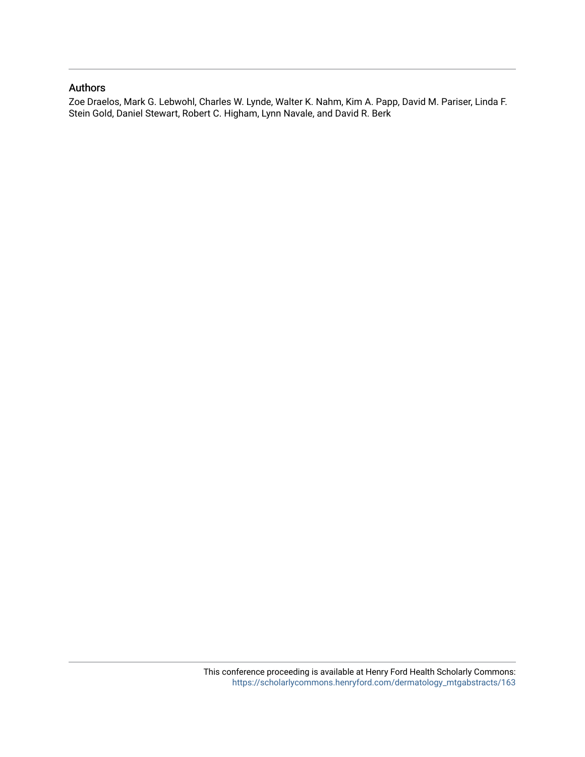## Authors

Zoe Draelos, Mark G. Lebwohl, Charles W. Lynde, Walter K. Nahm, Kim A. Papp, David M. Pariser, Linda F. Stein Gold, Daniel Stewart, Robert C. Higham, Lynn Navale, and David R. Berk

This conference proceeding is available at Henry Ford Health Scholarly Commons: https://scholarlycommons.henryford.com/dermatology_mtgabstracts/163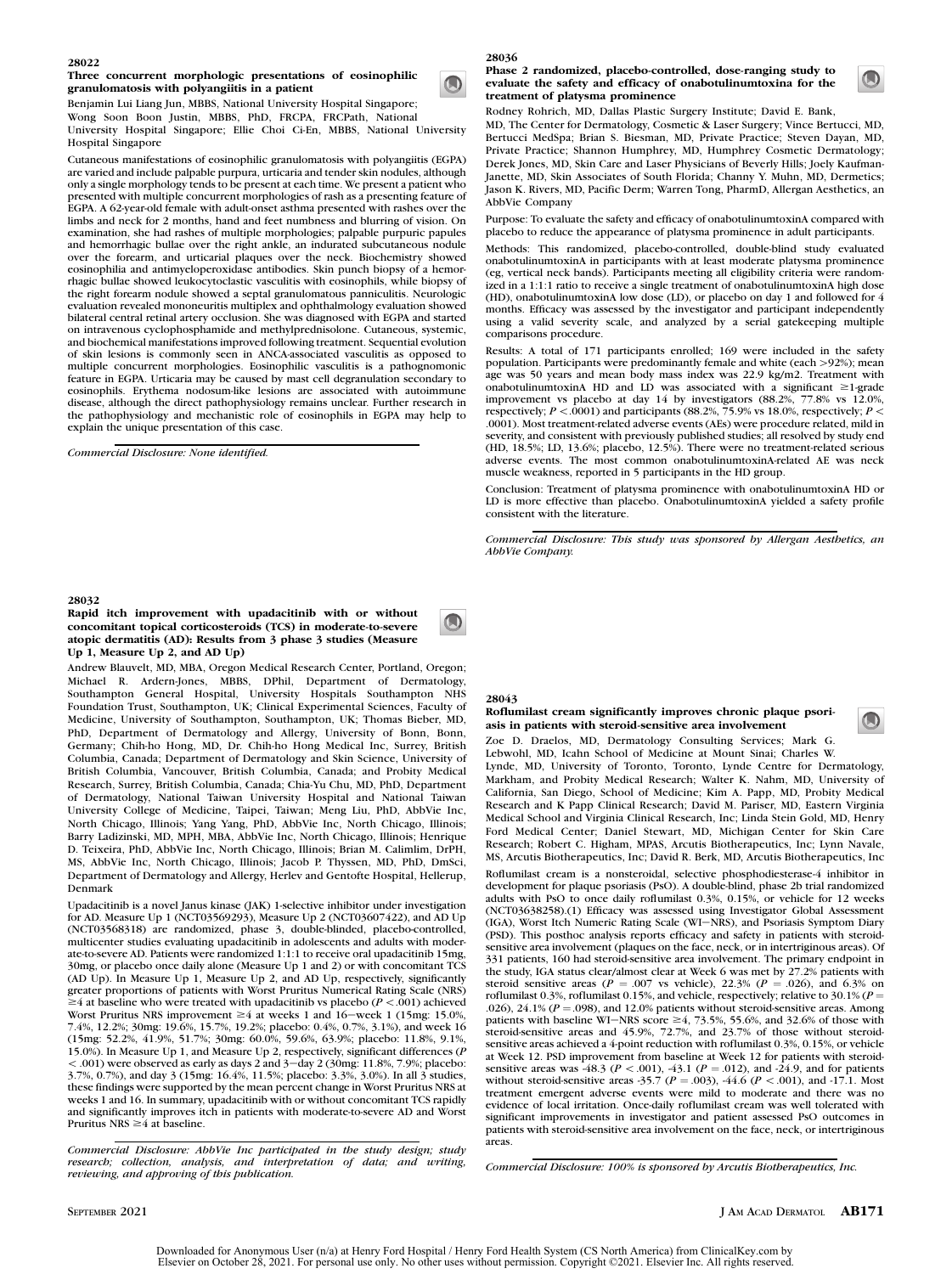### 28022

### Three concurrent morphologic presentations of eosinophilic granulomatosis with polyangiitis in a patient

Benjamin Lui Liang Jun, MBBS, National University Hospital Singapore; Wong Soon Boon Justin, MBBS, PhD, FRCPA, FRCPath, National University Hospital Singapore; Ellie Choi Ci-En, MBBS, National University Hospital Singapore

Cutaneous manifestations of eosinophilic granulomatosis with polyangiitis (EGPA) are varied and include palpable purpura, urticaria and tender skin nodules, although only a single morphology tends to be present at each time. We present a patient who presented with multiple concurrent morphologies of rash as a presenting feature of EGPA. A 62-year-old female with adult-onset asthma presented with rashes over the limbs and neck for 2 months, hand and feet numbness and blurring of vision. On examination, she had rashes of multiple morphologies; palpable purpuric papules and hemorrhagic bullae over the right ankle, an indurated subcutaneous nodule over the forearm, and urticarial plaques over the neck. Biochemistry showed eosinophilia and antimyeloperoxidase antibodies. Skin punch biopsy of a hemorrhagic bullae showed leukocytoclastic vasculitis with eosinophils, while biopsy of the right forearm nodule showed a septal granulomatous panniculitis. Neurologic evaluation revealed mononeuritis multiplex and ophthalmology evaluation showed bilateral central retinal artery occlusion. She was diagnosed with EGPA and started on intravenous cyclophosphamide and methylprednisolone. Cutaneous, systemic, and biochemical manifestations improved following treatment. Sequential evolution of skin lesions is commonly seen in ANCA-associated vasculitis as opposed to multiple concurrent morphologies. Eosinophilic vasculitis is a pathognomonic feature in EGPA. Urticaria may be caused by mast cell degranulation secondary to eosinophils. Erythema nodosum-like lesions are associated with autoimmune disease, although the direct pathophysiology remains unclear. Further research in the pathophysiology and mechanistic role of eosinophils in EGPA may help to explain the unique presentation of this case.

*Commercial Disclosure: None identified.*

### 28032

### Rapid itch improvement with upadacitinib with or without concomitant topical corticosteroids (TCS) in moderate-to-severe atopic dermatitis (AD): Results from 3 phase 3 studies (Measure Up 1, Measure Up 2, and AD Up)

Andrew Blauvelt, MD, MBA, Oregon Medical Research Center, Portland, Oregon; Michael R. Ardern-Jones, MBBS, DPhil, Department of Dermatology, Southampton General Hospital, University Hospitals Southampton NHS Foundation Trust, Southampton, UK; Clinical Experimental Sciences, Faculty of Medicine, University of Southampton, Southampton, UK; Thomas Bieber, MD, PhD, Department of Dermatology and Allergy, University of Bonn, Bonn, Germany; Chih-ho Hong, MD, Dr. Chih-ho Hong Medical Inc, Surrey, British Columbia, Canada; Department of Dermatology and Skin Science, University of British Columbia, Vancouver, British Columbia, Canada; and Probity Medical Research, Surrey, British Columbia, Canada; Chia-Yu Chu, MD, PhD, Department of Dermatology, National Taiwan University Hospital and National Taiwan University College of Medicine, Taipei, Taiwan; Meng Liu, PhD, AbbVie Inc, North Chicago, Illinois; Yang Yang, PhD, AbbVie Inc, North Chicago, Illinois; Barry Ladizinski, MD, MPH, MBA, AbbVie Inc, North Chicago, Illinois; Henrique D. Teixeira, PhD, AbbVie Inc, North Chicago, Illinois; Brian M. Calimlim, DrPH, MS, AbbVie Inc, North Chicago, Illinois; Jacob P. Thyssen, MD, PhD, DmSci, Department of Dermatology and Allergy, Herlev and Gentofte Hospital, Hellerup, Denmark

Upadacitinib is a novel Janus kinase (JAK) 1-selective inhibitor under investigation for AD. Measure Up 1 (NCT03569293), Measure Up 2 (NCT03607422), and AD Up (NCT03568318) are randomized, phase 3, double-blinded, placebo-controlled, multicenter studies evaluating upadacitinib in adolescents and adults with moderate-to-severe AD. Patients were randomized 1:1:1 to receive oral upadacitinib 15mg, 30mg, or placebo once daily alone (Measure Up 1 and 2) or with concomitant TCS (AD Up). In Measure Up 1, Measure Up 2, and AD Up, respectively, significantly greater proportions of patients with Worst Pruritus Numerical Rating Scale (NRS) ≥4 at baseline who were treated with upadacitinib vs placebo ($P < .001$) achieved Worst Pruritus NRS improvement ≥4 at weeks 1 and 16—week 1 (15mg: 15.0%, 7.4%, 12.2%; 30mg: 19.6%, 15.7%, 19.2%; placebo: 0.4%, 0.7%, 3.1%), and week 16 (15mg: 52.2%, 41.9%, 51.7%; 30mg: 60.0%, 59.6%, 63.9%; placebo: 11.8%, 9.1%, 15.0%). In Measure Up 1, and Measure Up 2, respectively, significant differences ($P < .001$) were observed as early as days 2 and 3—day 2 (30mg: 11.8%, 7.9%; placebo: 3.7%, 0.7%), and day 3 (15mg: 16.4%, 11.5%; placebo: 3.3%, 3.0%). In all 3 studies, these findings were supported by the mean percent change in Worst Pruritus NRS at weeks 1 and 16. In summary, upadacitinib with or without concomitant TCS rapidly and significantly improves itch in patients with moderate-to-severe AD and Worst Pruritus NRS ≥4 at baseline.

*Commercial Disclosure: AbbVie Inc participated in the study design; study research; collection, analysis, and interpretation of data; and writing, reviewing, and approving of this publication.*

### 28036

### Phase 2 randomized, placebo-controlled, dose-ranging study to evaluate the safety and efficacy of onabotulinumtoxina for the treatment of platysma prominence

Rodney Rohrich, MD, Dallas Plastic Surgery Institute; David E. Bank, MD, The Center for Dermatology, Cosmetic & Laser Surgery; Vince Bertucci, MD, Bertucci MedSpa; Brian S. Biesman, MD, Private Practice; Steven Dayan, MD, Private Practice; Shannon Humphrey, MD, Humphrey Cosmetic Dermatology; Derek Jones, MD, Skin Care and Laser Physicians of Beverly Hills; Joely Kaufman-Janette, MD, Skin Associates of South Florida; Channy Y. Muhn, MD, Dermetics; Jason K. Rivers, MD, Pacific Derm; Warren Tong, PharmD, Allergan Aesthetics, an AbbVie Company

Purpose: To evaluate the safety and efficacy of onabotulinumtoxinA compared with placebo to reduce the appearance of platysma prominence in adult participants.

Methods: This randomized, placebo-controlled, double-blind study evaluated onabotulinumtoxinA in participants with at least moderate platysma prominence (eg, vertical neck bands). Participants meeting all eligibility criteria were randomized in a 1:1:1 ratio to receive a single treatment of onabotulinumtoxinA high dose (HD), onabotulinumtoxinA low dose (LD), or placebo on day 1 and followed for 4 months. Efficacy was assessed by the investigator and participant independently using a valid severity scale, and analyzed by a serial gatekeeping multiple comparisons procedure.

Results: A total of 171 participants enrolled; 169 were included in the safety population. Participants were predominantly female and white (each >92%); mean age was 50 years and mean body mass index was 22.9 kg/m2. Treatment with onabotulinumtoxinA HD and LD was associated with a significant ≥1-grade improvement vs placebo at day 14 by investigators (88.2%, 77.8% vs 12.0%, respectively; $P < .0001$) and participants (88.2%, 75.9% vs 18.0%, respectively; $P < .0001$). Most treatment-related adverse events (AEs) were procedure related, mild in severity, and consistent with previously published studies; all resolved by study end (HD, 18.5%; LD, 13.6%; placebo, 12.5%). There were no treatment-related serious adverse events. The most common onabotulinumtoxinA-related AE was neck muscle weakness, reported in 5 participants in the HD group.

Conclusion: Treatment of platysma prominence with onabotulinumtoxinA HD or LD is more effective than placebo. OnabotulinumtoxinA yielded a safety profile consistent with the literature.

*Commercial Disclosure: This study was sponsored by Allergan Aesthetics, an AbbVie Company.*

### 28043

### Roflumilast cream significantly improves chronic plaque psoriasis in patients with steroid-sensitive area involvement

Zoe D. Draelos, MD, Dermatology Consulting Services; Mark G. Lebwohl, MD, Icahn School of Medicine at Mount Sinai; Charles W. Lynde, MD, University of Toronto, Toronto, Lynde Centre for Dermatology, Markham, and Probity Medical Research; Walter K. Nahm, MD, University of California, San Diego, School of Medicine; Kim A. Papp, MD, Probity Medical Research and K Papp Clinical Research; David M. Pariser, MD, Eastern Virginia Medical School and Virginia Clinical Research, Inc; Linda Stein Gold, MD, Henry Ford Medical Center; Daniel Stewart, MD, Michigan Center for Skin Care Research; Robert C. Higham, MPAS, Arcutis Biotherapeutics, Inc; Lynn Navale, MS, Arcutis Biotherapeutics, Inc; David R. Berk, MD, Arcutis Biotherapeutics, Inc

Roflumilast cream is a nonsteroidal, selective phosphodiesterase-4 inhibitor in development for plaque psoriasis (PsO). A double-blind, phase 2b trial randomized adults with PsO to once daily roflumilast 0.3%, 0.15%, or vehicle for 12 weeks (NCT03638258).(1) Efficacy was assessed using Investigator Global Assessment (IGA), Worst Itch Numeric Rating Scale (WI−NRS), and Psoriasis Symptom Diary (PSD). This posthoc analysis reports efficacy and safety in patients with steroid-sensitive area involvement (plaques on the face, neck, or in intertriginous areas). Of 331 patients, 160 had steroid-sensitive area involvement. The primary endpoint in the study, IGA status clear/almost clear at Week 6 was met by 27.2% patients with steroid sensitive areas ($P = .007$ vs vehicle), 22.3% ($P = .026$), and 6.3% on roflumilast 0.3%, roflumilast 0.15%, and vehicle, respectively; relative to 30.1% ($P = .026$), 24.1% ($P = .098$), and 12.0% patients without steroid-sensitive areas. Among patients with baseline WI−NRS score ≥4, 73.5%, 55.6%, and 32.6% of those with steroid-sensitive areas and 45.9%, 72.7%, and 23.7% of those without steroid-sensitive areas achieved a 4-point reduction with roflumilast 0.3%, 0.15%, or vehicle at Week 12. PSD improvement from baseline at Week 12 for patients with steroid-sensitive areas was -48.3 ($P < .001$), -43.1 ($P = .012$), and -24.9, and for patients without steroid-sensitive areas -35.7 ($P = .003$), -44.6 ($P < .001$), and -17.1. Most treatment emergent adverse events were mild to moderate and there was no evidence of local irritation. Once-daily roflumilast cream was well tolerated with significant improvements in investigator and patient assessed PsO outcomes in patients with steroid-sensitive area involvement on the face, neck, or intertriginous areas.

*Commercial Disclosure: 100% is sponsored by Arcutis Biotherapeutics, Inc.*